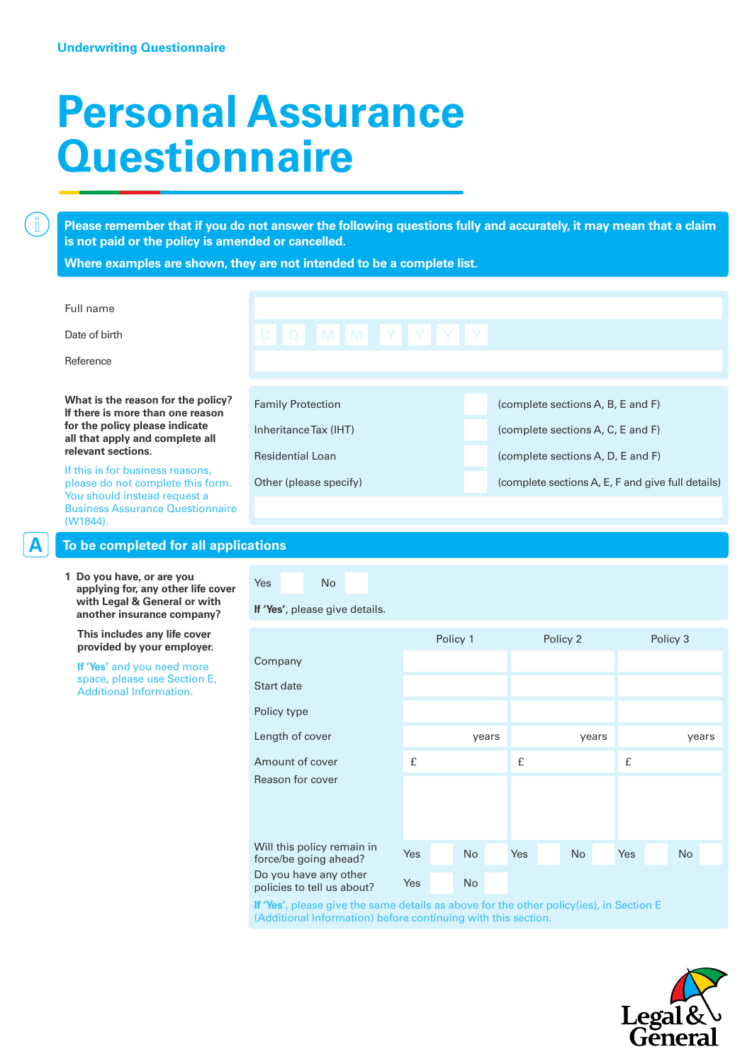Underwriting Questionnaire

# Personal Assurance Questionnaire

**Please remember that if you do not answer the following questions fully and accurately, it may mean that a claim is not paid or the policy is amended or cancelled.**

**Where examples are shown, they are not intended to be a complete list.**

| | |
|---|---|
| Full name | |
| Date of birth | D D M M Y Y Y Y |
| Reference | |

**What is the reason for the policy? If there is more than one reason for the policy please indicate all that apply and complete all relevant sections.**

If this is for business reasons, please do not complete this form. You should instead request a Business Assurance Questionnaire (W1844).

| Reason | | Sections |
|---|---|---|
| Family Protection | ☐ | (complete sections A, B, E and F) |
| Inheritance Tax (IHT) | ☐ | (complete sections A, C, E and F) |
| Residential Loan | ☐ | (complete sections A, D, E and F) |
| Other (please specify) | ☐ | (complete sections A, E, F and give full details) |

## A To be completed for all applications

**1 Do you have, or are you applying for, any other life cover with Legal & General or with another insurance company?**

**This includes any life cover provided by your employer.**

If 'Yes' and you need more space, please use Section E, Additional Information.

Yes ☐ No ☐

**If 'Yes'**, please give details.

| | Policy 1 | Policy 2 | Policy 3 |
|---|---|---|---|
| Company | | | |
| Start date | | | |
| Policy type | | | |
| Length of cover | years | years | years |
| Amount of cover | £ | £ | £ |
| Reason for cover | | | |
| Will this policy remain in force/be going ahead? | Yes ☐ No ☐ | Yes ☐ No ☐ | Yes ☐ No ☐ |
| Do you have any other policies to tell us about? | Yes ☐ No ☐ | | |

If 'Yes', please give the same details as above for the other policy(ies), in Section E (Additional Information) before continuing with this section.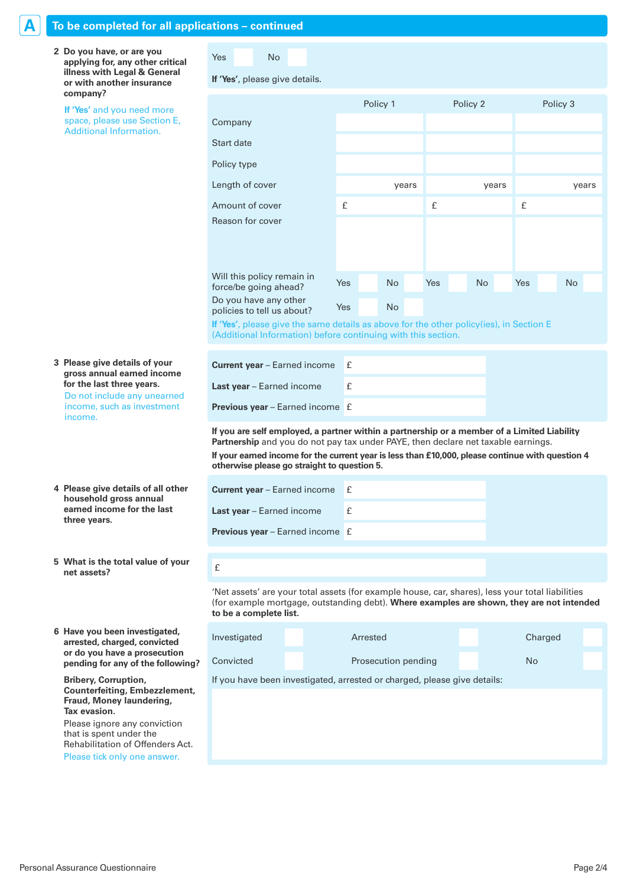## A To be completed for all applications – continued

**2 Do you have, or are you applying for, any other critical illness with Legal & General or with another insurance company?**

If 'Yes' and you need more space, please use Section E, Additional Information.

Yes ☐ No ☐

**If 'Yes'**, please give details.

| | Policy 1 | Policy 2 | Policy 3 |
|---|---|---|---|
| Company | | | |
| Start date | | | |
| Policy type | | | |
| Length of cover | years | years | years |
| Amount of cover | £ | £ | £ |
| Reason for cover | | | |
| Will this policy remain in force/be going ahead? | Yes ☐ No ☐ | Yes ☐ No ☐ | Yes ☐ No ☐ |

Do you have any other policies to tell us about? Yes ☐ No ☐

If 'Yes', please give the same details as above for the other policy(ies), in Section E (Additional Information) before continuing with this section.

**3 Please give details of your gross annual earned income for the last three years.**

Do not include any unearned income, such as investment income.

| | |
|---|---|
| **Current year** – Earned income | £ |
| **Last year** – Earned income | £ |
| **Previous year** – Earned income | £ |

**If you are self employed, a partner within a partnership or a member of a Limited Liability Partnership** and you do not pay tax under PAYE, then declare net taxable earnings.

**If your earned income for the current year is less than £10,000, please continue with question 4 otherwise please go straight to question 5.**

**4 Please give details of all other household gross annual earned income for the last three years.**

| | |
|---|---|
| **Current year** – Earned income | £ |
| **Last year** – Earned income | £ |
| **Previous year** – Earned income | £ |

**5 What is the total value of your net assets?**

£

'Net assets' are your total assets (for example house, car, shares), less your total liabilities (for example mortgage, outstanding debt). **Where examples are shown, they are not intended to be a complete list.**

**6 Have you been investigated, arrested, charged, convicted or do you have a prosecution pending for any of the following?**

**Bribery, Corruption, Counterfeiting, Embezzlement, Fraud, Money laundering, Tax evasion.**

Please ignore any conviction that is spent under the Rehabilitation of Offenders Act.

Please tick only one answer.

Investigated ☐ Arrested ☐ Charged ☐

Convicted ☐ Prosecution pending ☐ No ☐

If you have been investigated, arrested or charged, please give details: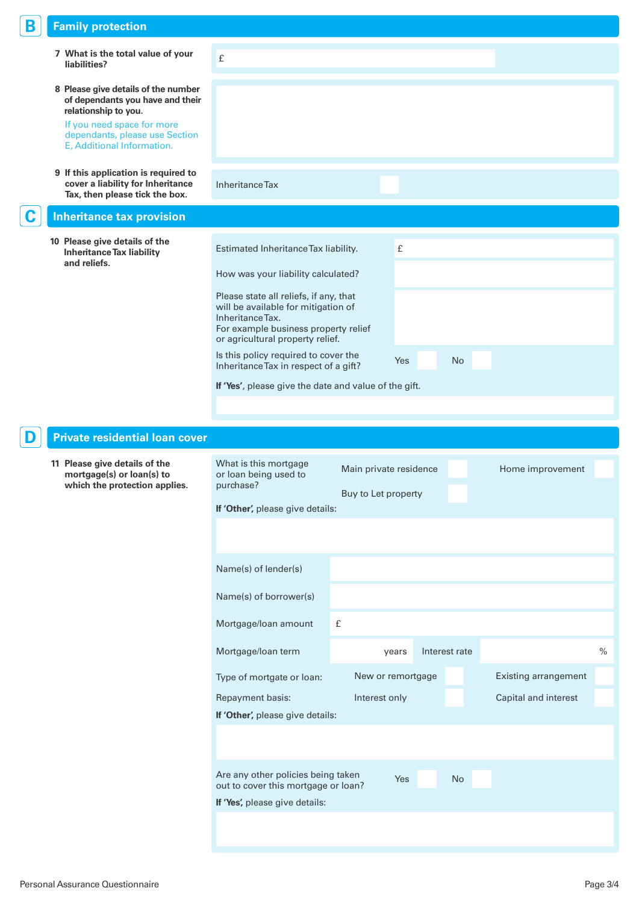## B Family protection

**7 What is the total value of your liabilities?**

£

**8 Please give details of the number of dependants you have and their relationship to you.**

If you need space for more dependants, please use Section E, Additional Information.

**9 If this application is required to cover a liability for Inheritance Tax, then please tick the box.**

Inheritance Tax ☐

## C Inheritance tax provision

**10 Please give details of the Inheritance Tax liability and reliefs.**

Estimated Inheritance Tax liability. £

How was your liability calculated?

Please state all reliefs, if any, that will be available for mitigation of Inheritance Tax.
For example business property relief or agricultural property relief.

Is this policy required to cover the Inheritance Tax in respect of a gift? Yes ☐ No ☐

**If 'Yes'**, please give the date and value of the gift.

## D Private residential loan cover

**11 Please give details of the mortgage(s) or loan(s) to which the protection applies.**

What is this mortgage or loan being used to purchase?

Main private residence ☐ Home improvement ☐

Buy to Let property ☐

**If 'Other',** please give details:

Name(s) of lender(s)

Name(s) of borrower(s)

Mortgage/loan amount £

Mortgage/loan term years Interest rate %

Type of mortgate or loan: New or remortgage ☐ Existing arrangement ☐

Repayment basis: Interest only ☐ Capital and interest ☐

**If 'Other',** please give details:

Are any other policies being taken out to cover this mortgage or loan? Yes ☐ No ☐

**If 'Yes',** please give details:

Personal Assurance Questionnaire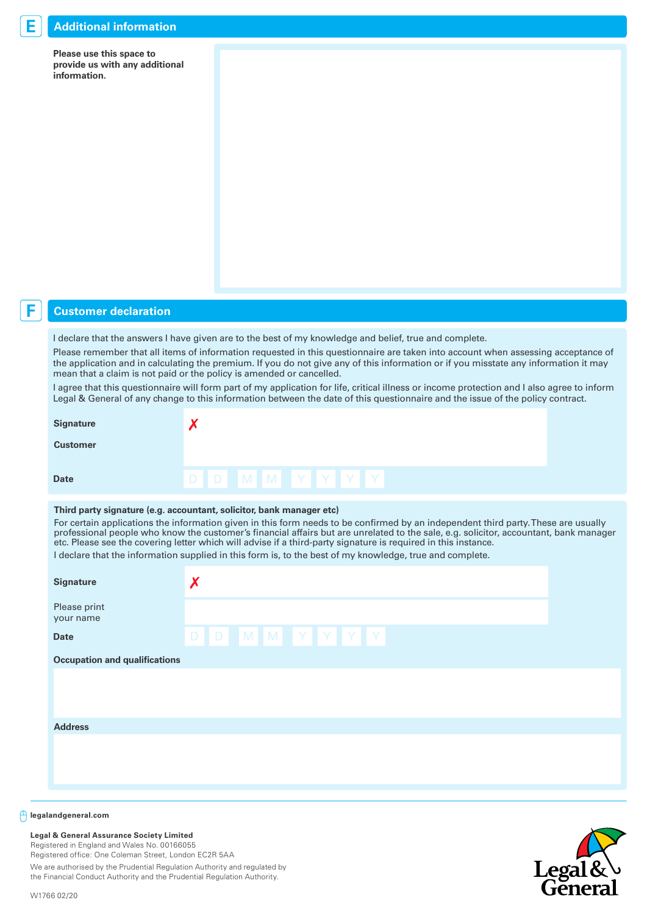## E Additional information

**Please use this space to provide us with any additional information.**

## F Customer declaration

I declare that the answers I have given are to the best of my knowledge and belief, true and complete.

Please remember that all items of information requested in this questionnaire are taken into account when assessing acceptance of the application and in calculating the premium. If you do not give any of this information or if you misstate any information it may mean that a claim is not paid or the policy is amended or cancelled.

I agree that this questionnaire will form part of my application for life, critical illness or income protection and I also agree to inform Legal & General of any change to this information between the date of this questionnaire and the issue of the policy contract.

**Signature**

**Customer** ✗

**Date** D D M M Y Y Y Y

**Third party signature (e.g. accountant, solicitor, bank manager etc)**

For certain applications the information given in this form needs to be confirmed by an independent third party. These are usually professional people who know the customer's financial affairs but are unrelated to the sale, e.g. solicitor, accountant, bank manager etc. Please see the covering letter which will advise if a third-party signature is required in this instance.

I declare that the information supplied in this form is, to the best of my knowledge, true and complete.

**Signature** ✗

Please print your name

**Date** D D M M Y Y Y Y

**Occupation and qualifications**

**Address**

legalandgeneral.com

**Legal & General Assurance Society Limited**
Registered in England and Wales No. 00166055
Registered office: One Coleman Street, London EC2R 5AA

We are authorised by the Prudential Regulation Authority and regulated by the Financial Conduct Authority and the Prudential Regulation Authority.

W1766 02/20

Legal & General